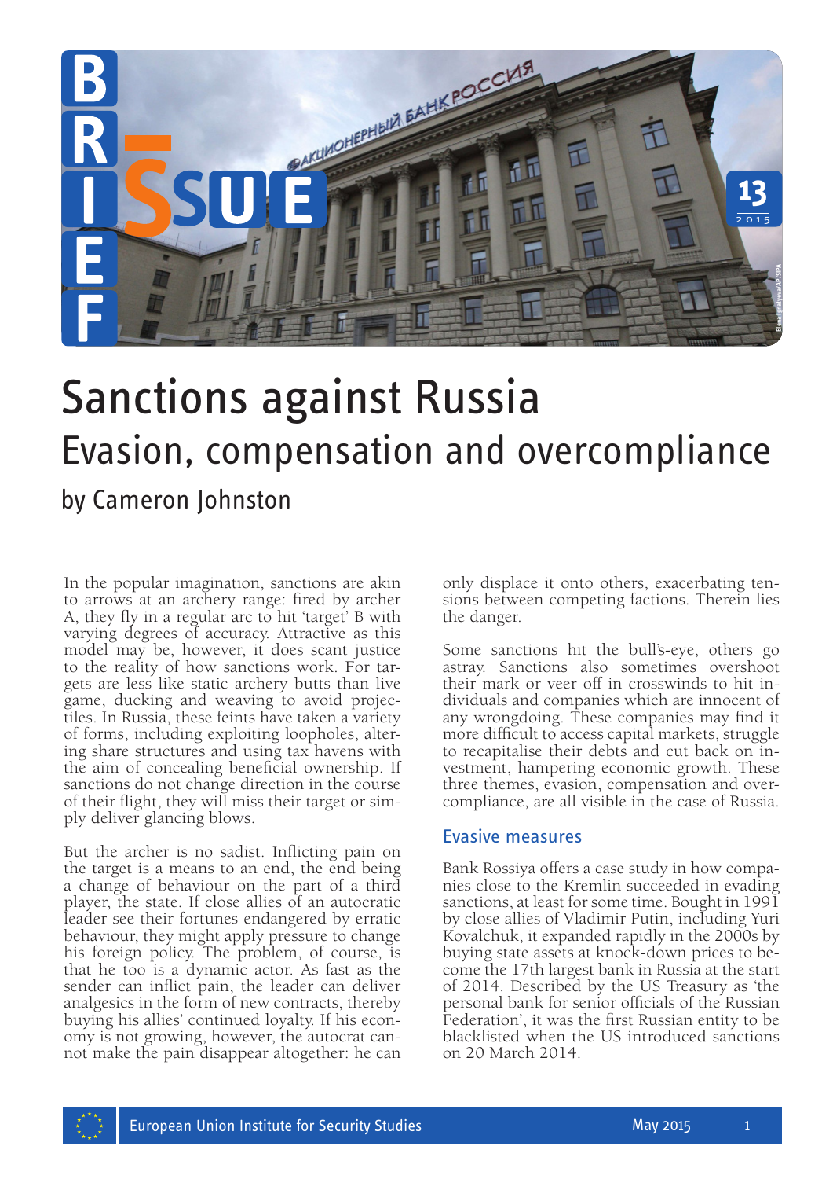# Sanctions against Russia

## Evasion, compensation and overcompliance

by Cameron Johnston

In the popular imagination, sanctions are akin to arrows at an archery range: fired by archer A, they fly in a regular arc to hit 'target' B with varying degrees of accuracy. Attractive as this model may be, however, it does scant justice to the reality of how sanctions work. For targets are less like static archery butts than live game, ducking and weaving to avoid projectiles. In Russia, these feints have taken a variety of forms, including exploiting loopholes, altering share structures and using tax havens with the aim of concealing beneficial ownership. If sanctions do not change direction in the course of their flight, they will miss their target or simply deliver glancing blows.

But the archer is no sadist. Inflicting pain on the target is a means to an end, the end being a change of behaviour on the part of a third player, the state. If close allies of an autocratic leader see their fortunes endangered by erratic behaviour, they might apply pressure to change his foreign policy. The problem, of course, is that he too is a dynamic actor. As fast as the sender can inflict pain, the leader can deliver analgesics in the form of new contracts, thereby buying his allies' continued loyalty. If his economy is not growing, however, the autocrat cannot make the pain disappear altogether: he can only displace it onto others, exacerbating tensions between competing factions. Therein lies the danger.

Some sanctions hit the bull's-eye, others go astray. Sanctions also sometimes overshoot their mark or veer off in crosswinds to hit individuals and companies which are innocent of any wrongdoing. These companies may find it more difficult to access capital markets, struggle to recapitalise their debts and cut back on investment, hampering economic growth. These three themes, evasion, compensation and overcompliance, are all visible in the case of Russia.

### Evasive measures

Bank Rossiya offers a case study in how companies close to the Kremlin succeeded in evading sanctions, at least for some time. Bought in 1991 by close allies of Vladimir Putin, including Yuri Kovalchuk, it expanded rapidly in the 2000s by buying state assets at knock-down prices to become the 17th largest bank in Russia at the start of 2014. Described by the US Treasury as 'the personal bank for senior officials of the Russian Federation', it was the first Russian entity to be blacklisted when the US introduced sanctions on 20 March 2014.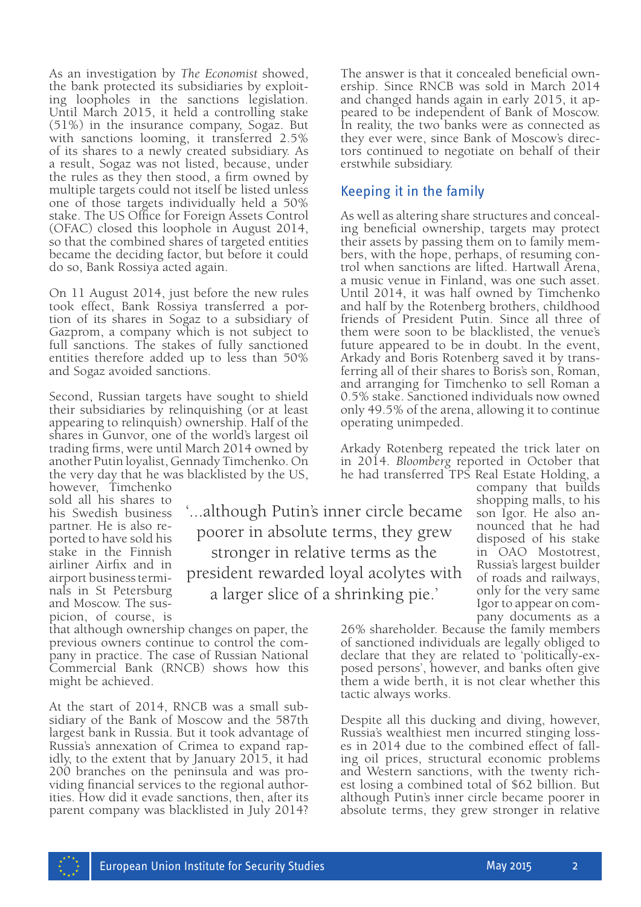As an investigation by *The Economist* showed, the bank protected its subsidiaries by exploiting loopholes in the sanctions legislation. Until March 2015, it held a controlling stake (51%) in the insurance company, Sogaz. But with sanctions looming, it transferred 2.5% of its shares to a newly created subsidiary. As a result, Sogaz was not listed, because, under the rules as they then stood, a firm owned by multiple targets could not itself be listed unless one of those targets individually held a 50% stake. The US Office for Foreign Assets Control (OFAC) closed this loophole in August 2014, so that the combined shares of targeted entities became the deciding factor, but before it could do so, Bank Rossiya acted again.

On 11 August 2014, just before the new rules took effect, Bank Rossiya transferred a portion of its shares in Sogaz to a subsidiary of Gazprom, a company which is not subject to full sanctions. The stakes of fully sanctioned entities therefore added up to less than 50% and Sogaz avoided sanctions.

Second, Russian targets have sought to shield their subsidiaries by relinquishing (or at least appearing to relinquish) ownership. Half of the shares in Gunvor, one of the world's largest oil trading firms, were until March 2014 owned by another Putin loyalist, Gennady Timchenko. On the very day that he was blacklisted by the US, however, Timchenko sold all his shares to his Swedish business partner. He is also reported to have sold his stake in the Finnish airliner Airfix and in airport business terminals in St Petersburg and Moscow. The suspicion, of course, is that although ownership changes on paper, the previous owners continue to control the company in practice. The case of Russian National Commercial Bank (RNCB) shows how this might be achieved.

At the start of 2014, RNCB was a small subsidiary of the Bank of Moscow and the 587th largest bank in Russia. But it took advantage of Russia's annexation of Crimea to expand rapidly, to the extent that by January 2015, it had 200 branches on the peninsula and was providing financial services to the regional authorities. How did it evade sanctions, then, after its parent company was blacklisted in July 2014?

The answer is that it concealed beneficial ownership. Since RNCB was sold in March 2014 and changed hands again in early 2015, it appeared to be independent of Bank of Moscow. In reality, the two banks were as connected as they ever were, since Bank of Moscow's directors continued to negotiate on behalf of their erstwhile subsidiary.

## Keeping it in the family

As well as altering share structures and concealing beneficial ownership, targets may protect their assets by passing them on to family members, with the hope, perhaps, of resuming control when sanctions are lifted. Hartwall Arena, a music venue in Finland, was one such asset. Until 2014, it was half owned by Timchenko and half by the Rotenberg brothers, childhood friends of President Putin. Since all three of them were soon to be blacklisted, the venue's future appeared to be in doubt. In the event, Arkady and Boris Rotenberg saved it by transferring all of their shares to Boris's son, Roman, and arranging for Timchenko to sell Roman a 0.5% stake. Sanctioned individuals now owned only 49.5% of the arena, allowing it to continue operating unimpeded.

Arkady Rotenberg repeated the trick later on in 2014. *Bloomberg* reported in October that he had transferred TPS Real Estate Holding, a company that builds shopping malls, to his son Igor. He also announced that he had disposed of his stake in OAO Mostotrest, Russia's largest builder of roads and railways, only for the very same Igor to appear on company documents as a 26% shareholder. Because the family members of sanctioned individuals are legally obliged to declare that they are related to 'politically-exposed persons', however, and banks often give them a wide berth, it is not clear whether this tactic always works.

> '...although Putin's inner circle became poorer in absolute terms, they grew stronger in relative terms as the president rewarded loyal acolytes with a larger slice of a shrinking pie.'

Despite all this ducking and diving, however, Russia's wealthiest men incurred stinging losses in 2014 due to the combined effect of falling oil prices, structural economic problems and Western sanctions, with the twenty richest losing a combined total of $62 billion. But although Putin's inner circle became poorer in absolute terms, they grew stronger in relative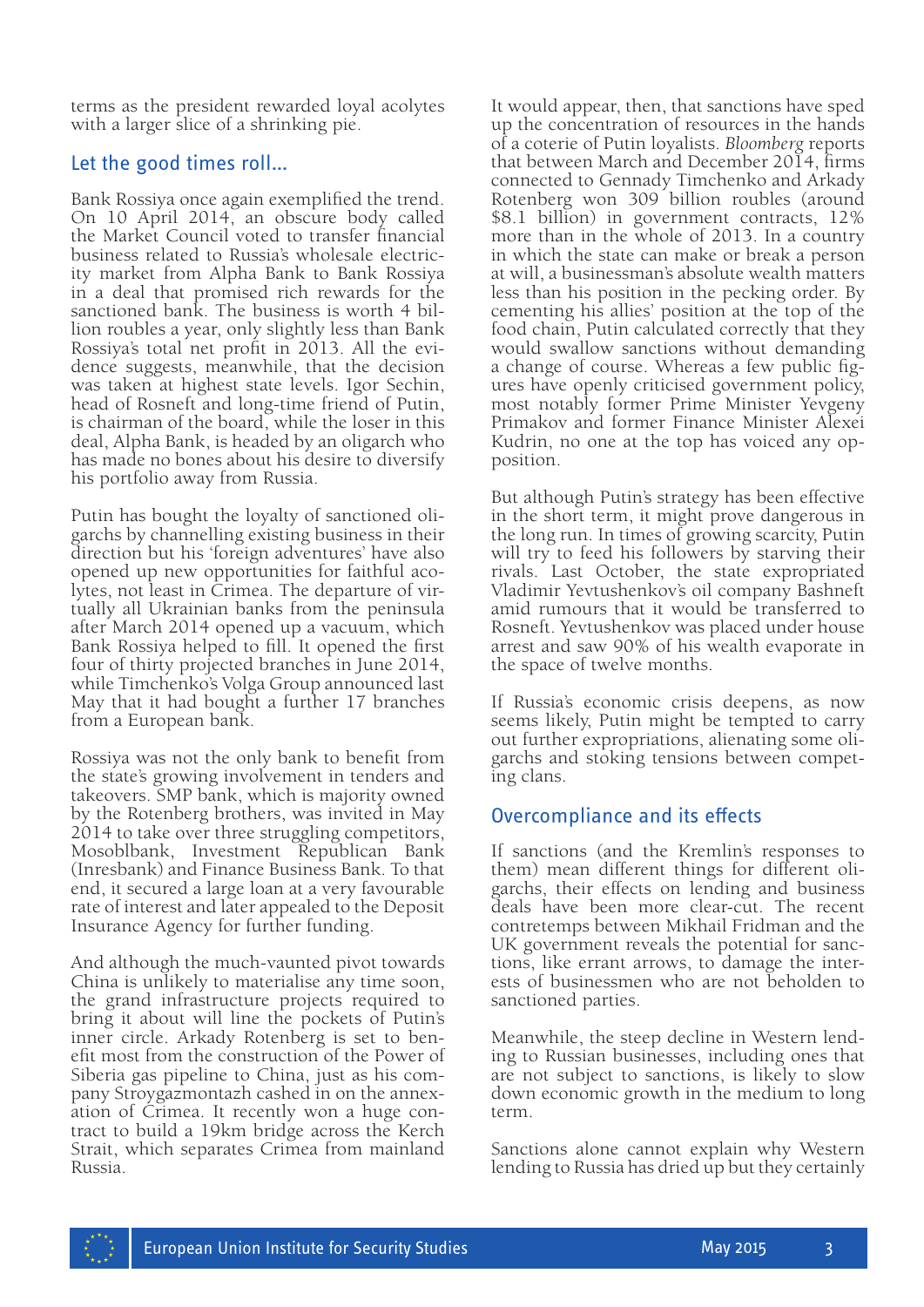terms as the president rewarded loyal acolytes with a larger slice of a shrinking pie.

## Let the good times roll...

Bank Rossiya once again exemplified the trend. On 10 April 2014, an obscure body called the Market Council voted to transfer financial business related to Russia's wholesale electricity market from Alpha Bank to Bank Rossiya in a deal that promised rich rewards for the sanctioned bank. The business is worth 4 billion roubles a year, only slightly less than Bank Rossiya's total net profit in 2013. All the evidence suggests, meanwhile, that the decision was taken at highest state levels. Igor Sechin, head of Rosneft and long-time friend of Putin, is chairman of the board, while the loser in this deal, Alpha Bank, is headed by an oligarch who has made no bones about his desire to diversify his portfolio away from Russia.

Putin has bought the loyalty of sanctioned oligarchs by channelling existing business in their direction but his 'foreign adventures' have also opened up new opportunities for faithful acolytes, not least in Crimea. The departure of virtually all Ukrainian banks from the peninsula after March 2014 opened up a vacuum, which Bank Rossiya helped to fill. It opened the first four of thirty projected branches in June 2014, while Timchenko's Volga Group announced last May that it had bought a further 17 branches from a European bank.

Rossiya was not the only bank to benefit from the state's growing involvement in tenders and takeovers. SMP bank, which is majority owned by the Rotenberg brothers, was invited in May 2014 to take over three struggling competitors, Mosoblbank, Investment Republican Bank (Inresbank) and Finance Business Bank. To that end, it secured a large loan at a very favourable rate of interest and later appealed to the Deposit Insurance Agency for further funding.

And although the much-vaunted pivot towards China is unlikely to materialise any time soon, the grand infrastructure projects required to bring it about will line the pockets of Putin's inner circle. Arkady Rotenberg is set to benefit most from the construction of the Power of Siberia gas pipeline to China, just as his company Stroygazmontazh cashed in on the annexation of Crimea. It recently won a huge contract to build a 19km bridge across the Kerch Strait, which separates Crimea from mainland Russia.

It would appear, then, that sanctions have sped up the concentration of resources in the hands of a coterie of Putin loyalists. *Bloomberg* reports that between March and December 2014, firms connected to Gennady Timchenko and Arkady Rotenberg won 309 billion roubles (around $8.1 billion) in government contracts, 12% more than in the whole of 2013. In a country in which the state can make or break a person at will, a businessman's absolute wealth matters less than his position in the pecking order. By cementing his allies' position at the top of the food chain, Putin calculated correctly that they would swallow sanctions without demanding a change of course. Whereas a few public figures have openly criticised government policy, most notably former Prime Minister Yevgeny Primakov and former Finance Minister Alexei Kudrin, no one at the top has voiced any opposition.

But although Putin's strategy has been effective in the short term, it might prove dangerous in the long run. In times of growing scarcity, Putin will try to feed his followers by starving their rivals. Last October, the state expropriated Vladimir Yevtushenkov's oil company Bashneft amid rumours that it would be transferred to Rosneft. Yevtushenkov was placed under house arrest and saw 90% of his wealth evaporate in the space of twelve months.

If Russia's economic crisis deepens, as now seems likely, Putin might be tempted to carry out further expropriations, alienating some oligarchs and stoking tensions between competing clans.

## Overcompliance and its effects

If sanctions (and the Kremlin's responses to them) mean different things for different oligarchs, their effects on lending and business deals have been more clear-cut. The recent contretemps between Mikhail Fridman and the UK government reveals the potential for sanctions, like errant arrows, to damage the interests of businessmen who are not beholden to sanctioned parties.

Meanwhile, the steep decline in Western lending to Russian businesses, including ones that are not subject to sanctions, is likely to slow down economic growth in the medium to long term.

Sanctions alone cannot explain why Western lending to Russia has dried up but they certainly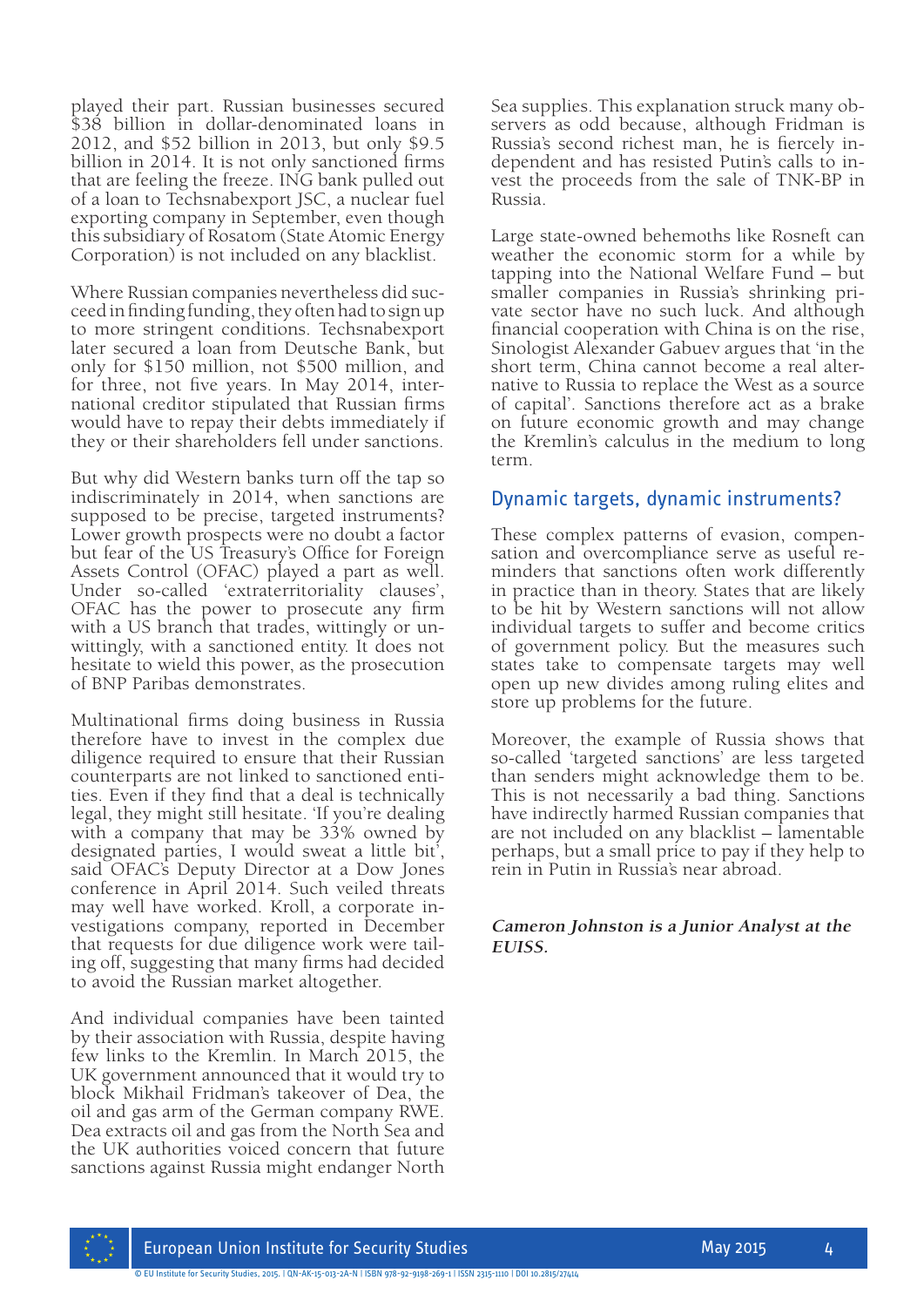played their part. Russian businesses secured $38 billion in dollar-denominated loans in 2012, and $52 billion in 2013, but only $9.5 billion in 2014. It is not only sanctioned firms that are feeling the freeze. ING bank pulled out of a loan to Techsnabexport JSC, a nuclear fuel exporting company in September, even though this subsidiary of Rosatom (State Atomic Energy Corporation) is not included on any blacklist.

Where Russian companies nevertheless did succeed in finding funding, they often had to sign up to more stringent conditions. Techsnabexport later secured a loan from Deutsche Bank, but only for $150 million, not $500 million, and for three, not five years. In May 2014, international creditor stipulated that Russian firms would have to repay their debts immediately if they or their shareholders fell under sanctions.

But why did Western banks turn off the tap so indiscriminately in 2014, when sanctions are supposed to be precise, targeted instruments? Lower growth prospects were no doubt a factor but fear of the US Treasury's Office for Foreign Assets Control (OFAC) played a part as well. Under so-called 'extraterritoriality clauses', OFAC has the power to prosecute any firm with a US branch that trades, wittingly or unwittingly, with a sanctioned entity. It does not hesitate to wield this power, as the prosecution of BNP Paribas demonstrates.

Multinational firms doing business in Russia therefore have to invest in the complex due diligence required to ensure that their Russian counterparts are not linked to sanctioned entities. Even if they find that a deal is technically legal, they might still hesitate. 'If you're dealing with a company that may be 33% owned by designated parties, I would sweat a little bit', said OFAC's Deputy Director at a Dow Jones conference in April 2014. Such veiled threats may well have worked. Kroll, a corporate investigations company, reported in December that requests for due diligence work were tailing off, suggesting that many firms had decided to avoid the Russian market altogether.

And individual companies have been tainted by their association with Russia, despite having few links to the Kremlin. In March 2015, the UK government announced that it would try to block Mikhail Fridman's takeover of Dea, the oil and gas arm of the German company RWE. Dea extracts oil and gas from the North Sea and the UK authorities voiced concern that future sanctions against Russia might endanger North Sea supplies. This explanation struck many observers as odd because, although Fridman is Russia's second richest man, he is fiercely independent and has resisted Putin's calls to invest the proceeds from the sale of TNK-BP in Russia.

Large state-owned behemoths like Rosneft can weather the economic storm for a while by tapping into the National Welfare Fund – but smaller companies in Russia's shrinking private sector have no such luck. And although financial cooperation with China is on the rise, Sinologist Alexander Gabuev argues that 'in the short term, China cannot become a real alternative to Russia to replace the West as a source of capital'. Sanctions therefore act as a brake on future economic growth and may change the Kremlin's calculus in the medium to long term.

## Dynamic targets, dynamic instruments?

These complex patterns of evasion, compensation and overcompliance serve as useful reminders that sanctions often work differently in practice than in theory. States that are likely to be hit by Western sanctions will not allow individual targets to suffer and become critics of government policy. But the measures such states take to compensate targets may well open up new divides among ruling elites and store up problems for the future.

Moreover, the example of Russia shows that so-called 'targeted sanctions' are less targeted than senders might acknowledge them to be. This is not necessarily a bad thing. Sanctions have indirectly harmed Russian companies that are not included on any blacklist – lamentable perhaps, but a small price to pay if they help to rein in Putin in Russia's near abroad.

***Cameron Johnston is a Junior Analyst at the EUISS.***

© EU Institute for Security Studies, 2015. | QN-AK-15-013-2A-N | ISBN 978-92-9198-269-1 | ISSN 2315-1110 | DOI 10.2815/27414